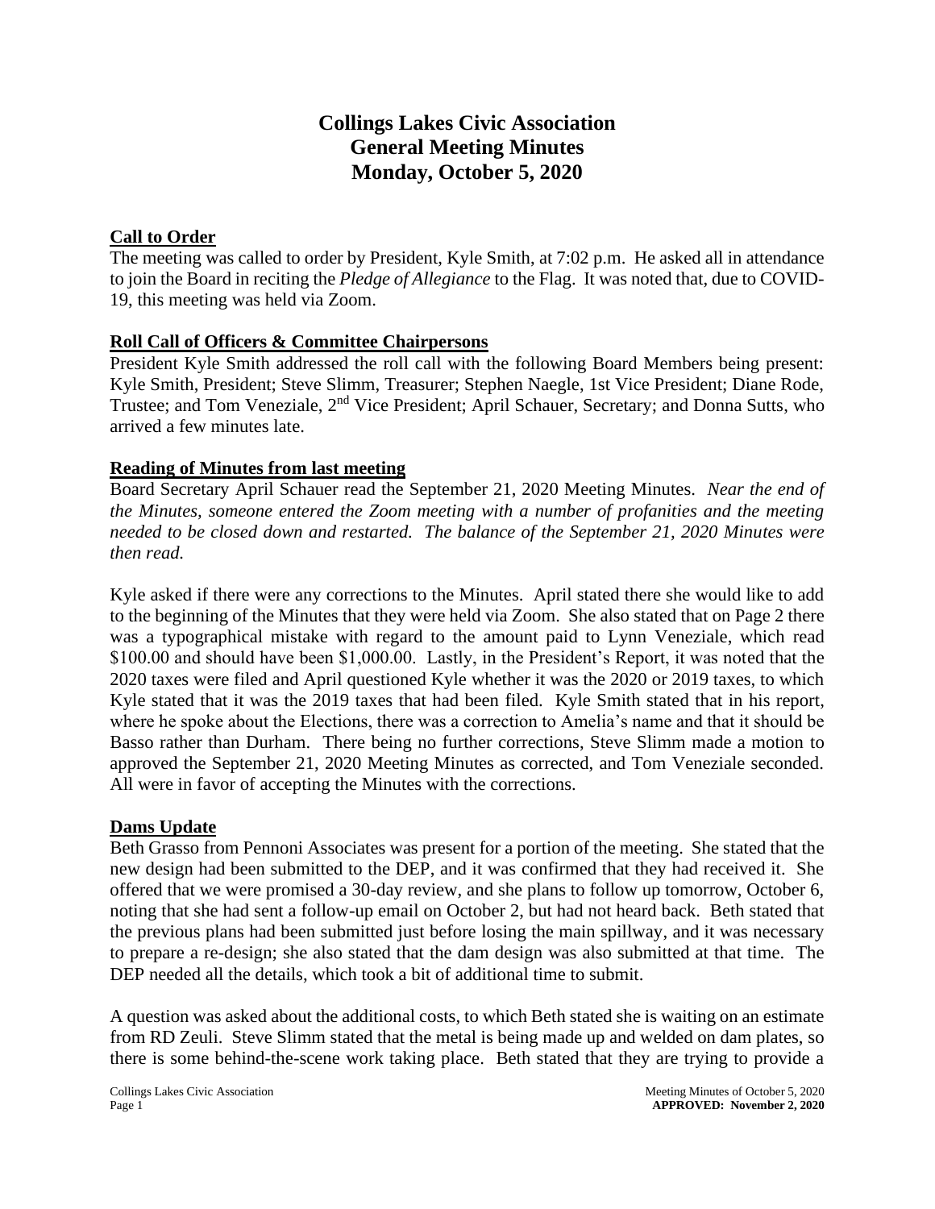# Collings Lakes Civic Association
# General Meeting Minutes
# Monday, October 5, 2020

## Call to Order

The meeting was called to order by President, Kyle Smith, at 7:02 p.m. He asked all in attendance to join the Board in reciting the *Pledge of Allegiance* to the Flag. It was noted that, due to COVID-19, this meeting was held via Zoom.

## Roll Call of Officers & Committee Chairpersons

President Kyle Smith addressed the roll call with the following Board Members being present: Kyle Smith, President; Steve Slimm, Treasurer; Stephen Naegle, 1st Vice President; Diane Rode, Trustee; and Tom Veneziale, 2nd Vice President; April Schauer, Secretary; and Donna Sutts, who arrived a few minutes late.

## Reading of Minutes from last meeting

Board Secretary April Schauer read the September 21, 2020 Meeting Minutes. *Near the end of the Minutes, someone entered the Zoom meeting with a number of profanities and the meeting needed to be closed down and restarted. The balance of the September 21, 2020 Minutes were then read.*

Kyle asked if there were any corrections to the Minutes. April stated there she would like to add to the beginning of the Minutes that they were held via Zoom. She also stated that on Page 2 there was a typographical mistake with regard to the amount paid to Lynn Veneziale, which read $100.00 and should have been $1,000.00. Lastly, in the President's Report, it was noted that the 2020 taxes were filed and April questioned Kyle whether it was the 2020 or 2019 taxes, to which Kyle stated that it was the 2019 taxes that had been filed. Kyle Smith stated that in his report, where he spoke about the Elections, there was a correction to Amelia's name and that it should be Basso rather than Durham. There being no further corrections, Steve Slimm made a motion to approved the September 21, 2020 Meeting Minutes as corrected, and Tom Veneziale seconded. All were in favor of accepting the Minutes with the corrections.

## Dams Update

Beth Grasso from Pennoni Associates was present for a portion of the meeting. She stated that the new design had been submitted to the DEP, and it was confirmed that they had received it. She offered that we were promised a 30-day review, and she plans to follow up tomorrow, October 6, noting that she had sent a follow-up email on October 2, but had not heard back. Beth stated that the previous plans had been submitted just before losing the main spillway, and it was necessary to prepare a re-design; she also stated that the dam design was also submitted at that time. The DEP needed all the details, which took a bit of additional time to submit.

A question was asked about the additional costs, to which Beth stated she is waiting on an estimate from RD Zeuli. Steve Slimm stated that the metal is being made up and welded on dam plates, so there is some behind-the-scene work taking place. Beth stated that they are trying to provide a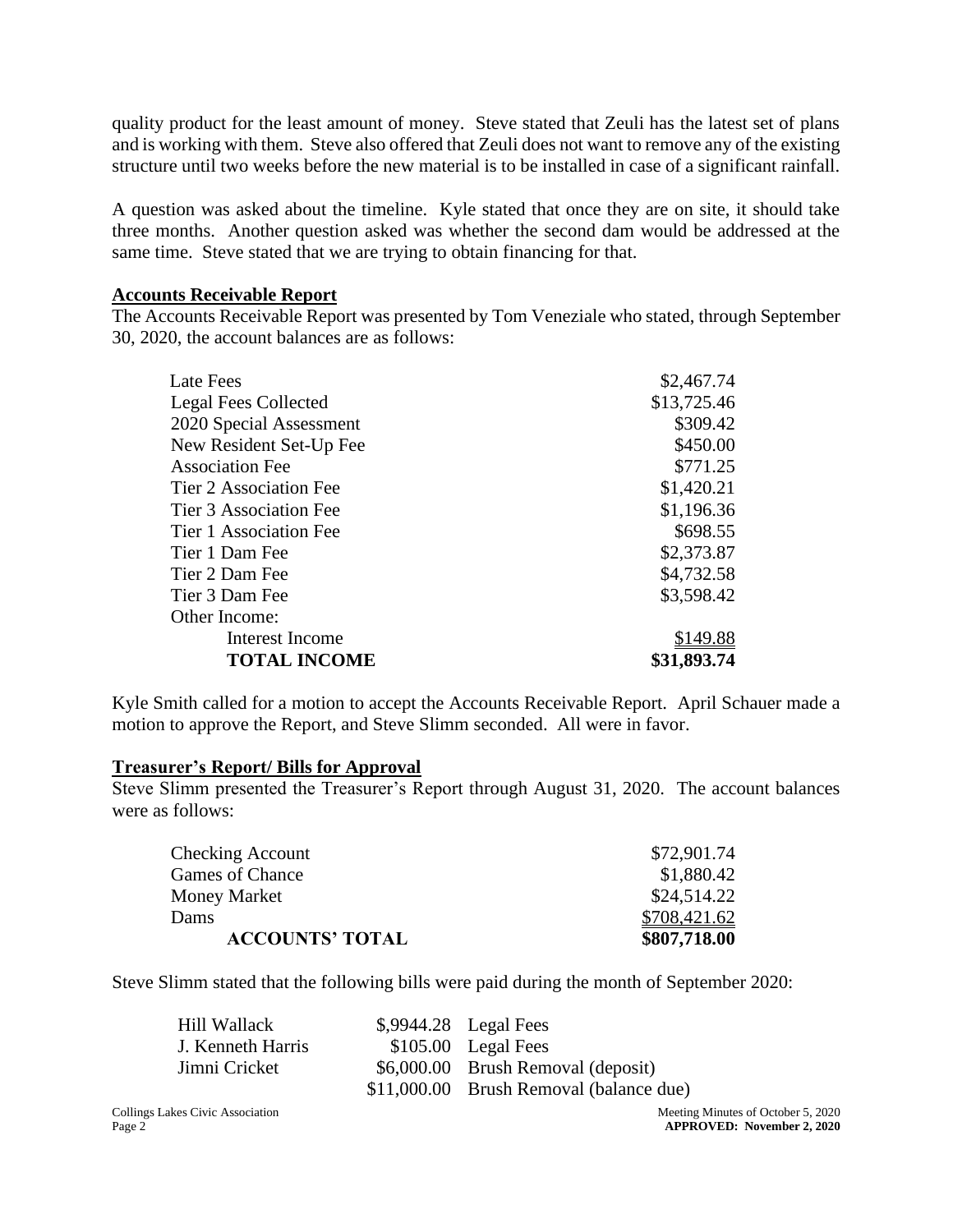quality product for the least amount of money. Steve stated that Zeuli has the latest set of plans and is working with them. Steve also offered that Zeuli does not want to remove any of the existing structure until two weeks before the new material is to be installed in case of a significant rainfall.

A question was asked about the timeline. Kyle stated that once they are on site, it should take three months. Another question asked was whether the second dam would be addressed at the same time. Steve stated that we are trying to obtain financing for that.

## Accounts Receivable Report

The Accounts Receivable Report was presented by Tom Veneziale who stated, through September 30, 2020, the account balances are as follows:

| | |
|---|---|
| Late Fees | $2,467.74 |
| Legal Fees Collected | $13,725.46 |
| 2020 Special Assessment | $309.42 |
| New Resident Set-Up Fee | $450.00 |
| Association Fee | $771.25 |
| Tier 2 Association Fee | $1,420.21 |
| Tier 3 Association Fee | $1,196.36 |
| Tier 1 Association Fee | $698.55 |
| Tier 1 Dam Fee | $2,373.87 |
| Tier 2 Dam Fee | $4,732.58 |
| Tier 3 Dam Fee | $3,598.42 |
| Other Income: | |
| Interest Income | $149.88 |
| **TOTAL INCOME** | **$31,893.74** |

Kyle Smith called for a motion to accept the Accounts Receivable Report. April Schauer made a motion to approve the Report, and Steve Slimm seconded. All were in favor.

## Treasurer's Report/ Bills for Approval

Steve Slimm presented the Treasurer's Report through August 31, 2020. The account balances were as follows:

| | |
|---|---|
| Checking Account | $72,901.74 |
| Games of Chance | $1,880.42 |
| Money Market | $24,514.22 |
| Dams | $708,421.62 |
| **ACCOUNTS' TOTAL** | **$807,718.00** |

Steve Slimm stated that the following bills were paid during the month of September 2020:

| | | |
|---|---|---|
| Hill Wallack | $,9944.28 | Legal Fees |
| J. Kenneth Harris | $105.00 | Legal Fees |
| Jimni Cricket | $6,000.00 | Brush Removal (deposit) |
| | $11,000.00 | Brush Removal (balance due) |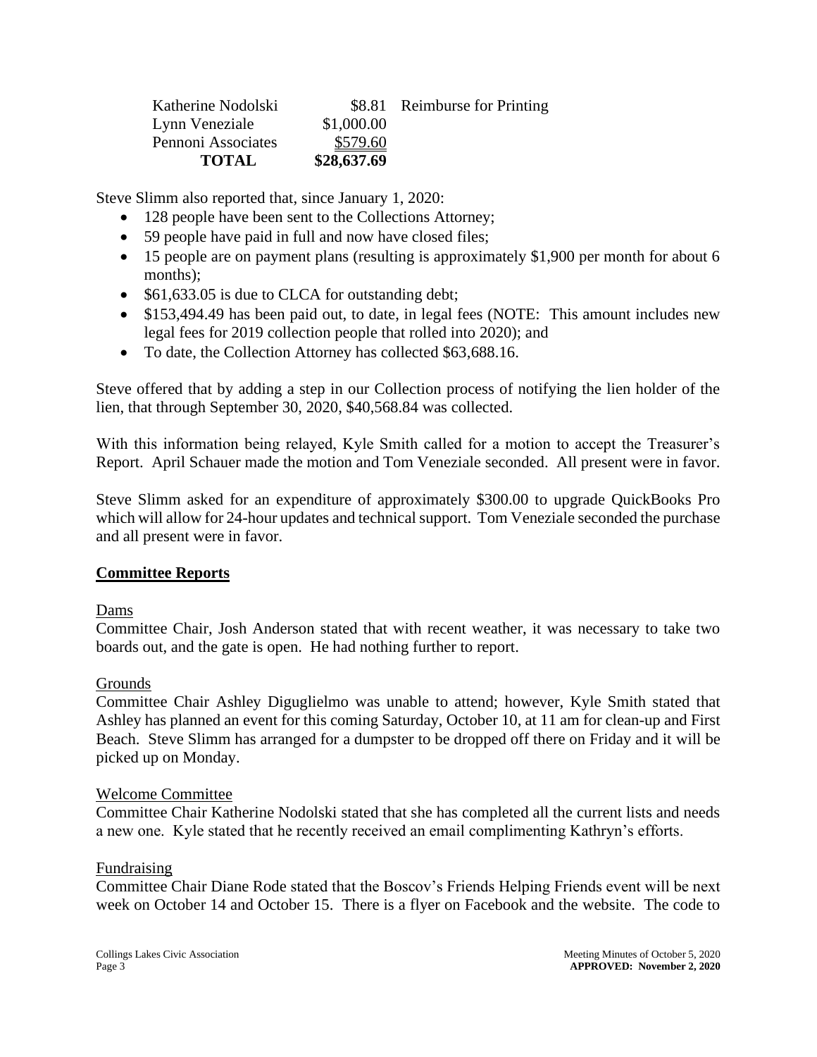| | | |
|---|---|---|
| Katherine Nodolski | \$8.81 | Reimburse for Printing |
| Lynn Veneziale | \$1,000.00 | |
| Pennoni Associates | \$579.60 | |
| **TOTAL** | **\$28,637.69** | |

Steve Slimm also reported that, since January 1, 2020:

- 128 people have been sent to the Collections Attorney;
- 59 people have paid in full and now have closed files;
- 15 people are on payment plans (resulting is approximately \$1,900 per month for about 6 months);
- \$61,633.05 is due to CLCA for outstanding debt;
- \$153,494.49 has been paid out, to date, in legal fees (NOTE: This amount includes new legal fees for 2019 collection people that rolled into 2020); and
- To date, the Collection Attorney has collected \$63,688.16.

Steve offered that by adding a step in our Collection process of notifying the lien holder of the lien, that through September 30, 2020, \$40,568.84 was collected.

With this information being relayed, Kyle Smith called for a motion to accept the Treasurer's Report. April Schauer made the motion and Tom Veneziale seconded. All present were in favor.

Steve Slimm asked for an expenditure of approximately \$300.00 to upgrade QuickBooks Pro which will allow for 24-hour updates and technical support. Tom Veneziale seconded the purchase and all present were in favor.

## Committee Reports

Dams

Committee Chair, Josh Anderson stated that with recent weather, it was necessary to take two boards out, and the gate is open. He had nothing further to report.

Grounds

Committee Chair Ashley Diguglielmo was unable to attend; however, Kyle Smith stated that Ashley has planned an event for this coming Saturday, October 10, at 11 am for clean-up and First Beach. Steve Slimm has arranged for a dumpster to be dropped off there on Friday and it will be picked up on Monday.

Welcome Committee

Committee Chair Katherine Nodolski stated that she has completed all the current lists and needs a new one. Kyle stated that he recently received an email complimenting Kathryn's efforts.

Fundraising

Committee Chair Diane Rode stated that the Boscov's Friends Helping Friends event will be next week on October 14 and October 15. There is a flyer on Facebook and the website. The code to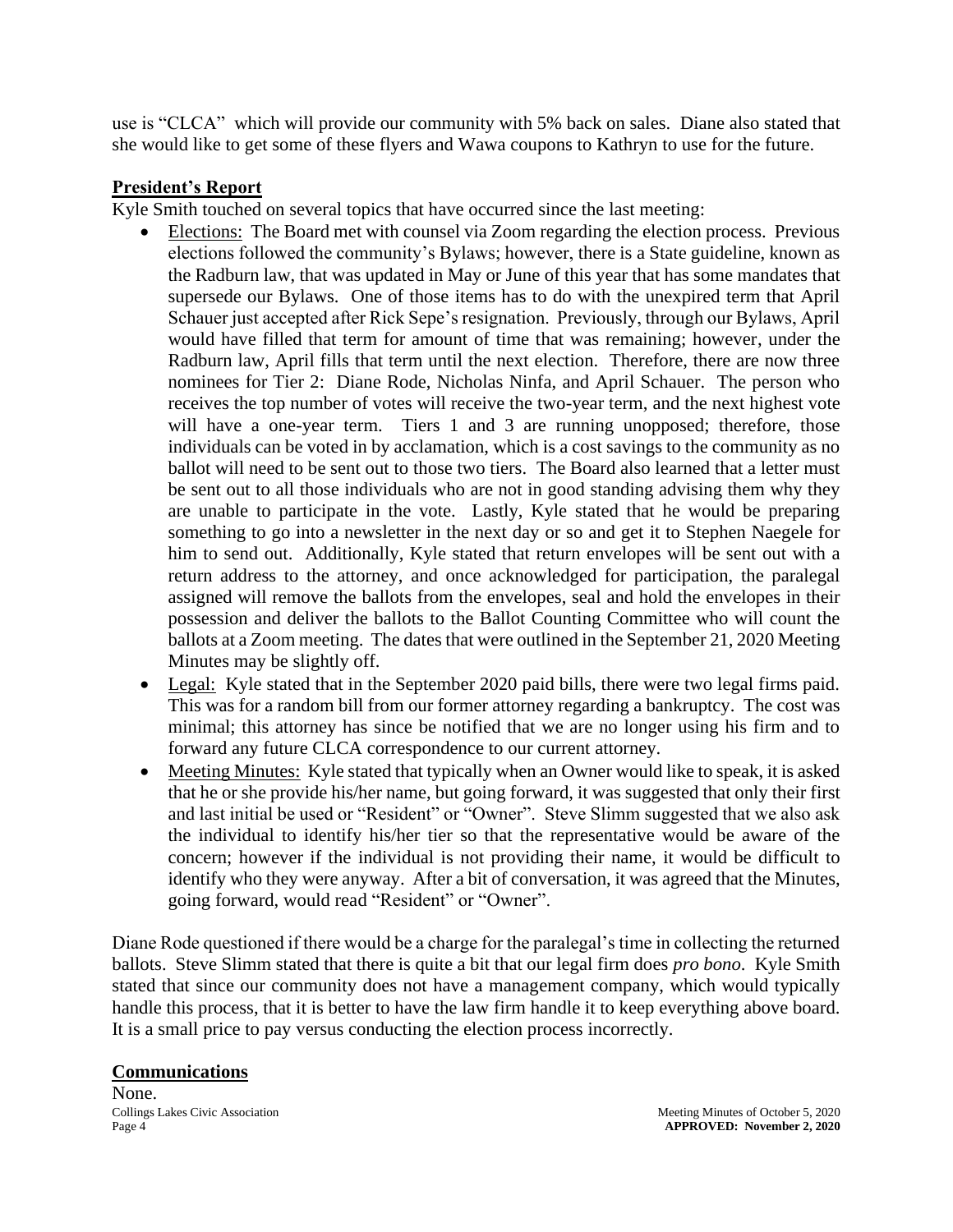use is "CLCA" which will provide our community with 5% back on sales. Diane also stated that she would like to get some of these flyers and Wawa coupons to Kathryn to use for the future.

## President's Report

Kyle Smith touched on several topics that have occurred since the last meeting:

- Elections: The Board met with counsel via Zoom regarding the election process. Previous elections followed the community's Bylaws; however, there is a State guideline, known as the Radburn law, that was updated in May or June of this year that has some mandates that supersede our Bylaws. One of those items has to do with the unexpired term that April Schauer just accepted after Rick Sepe's resignation. Previously, through our Bylaws, April would have filled that term for amount of time that was remaining; however, under the Radburn law, April fills that term until the next election. Therefore, there are now three nominees for Tier 2: Diane Rode, Nicholas Ninfa, and April Schauer. The person who receives the top number of votes will receive the two-year term, and the next highest vote will have a one-year term. Tiers 1 and 3 are running unopposed; therefore, those individuals can be voted in by acclamation, which is a cost savings to the community as no ballot will need to be sent out to those two tiers. The Board also learned that a letter must be sent out to all those individuals who are not in good standing advising them why they are unable to participate in the vote. Lastly, Kyle stated that he would be preparing something to go into a newsletter in the next day or so and get it to Stephen Naegele for him to send out. Additionally, Kyle stated that return envelopes will be sent out with a return address to the attorney, and once acknowledged for participation, the paralegal assigned will remove the ballots from the envelopes, seal and hold the envelopes in their possession and deliver the ballots to the Ballot Counting Committee who will count the ballots at a Zoom meeting. The dates that were outlined in the September 21, 2020 Meeting Minutes may be slightly off.
- Legal: Kyle stated that in the September 2020 paid bills, there were two legal firms paid. This was for a random bill from our former attorney regarding a bankruptcy. The cost was minimal; this attorney has since be notified that we are no longer using his firm and to forward any future CLCA correspondence to our current attorney.
- Meeting Minutes: Kyle stated that typically when an Owner would like to speak, it is asked that he or she provide his/her name, but going forward, it was suggested that only their first and last initial be used or "Resident" or "Owner". Steve Slimm suggested that we also ask the individual to identify his/her tier so that the representative would be aware of the concern; however if the individual is not providing their name, it would be difficult to identify who they were anyway. After a bit of conversation, it was agreed that the Minutes, going forward, would read "Resident" or "Owner".

Diane Rode questioned if there would be a charge for the paralegal's time in collecting the returned ballots. Steve Slimm stated that there is quite a bit that our legal firm does *pro bono*. Kyle Smith stated that since our community does not have a management company, which would typically handle this process, that it is better to have the law firm handle it to keep everything above board. It is a small price to pay versus conducting the election process incorrectly.

## Communications

None.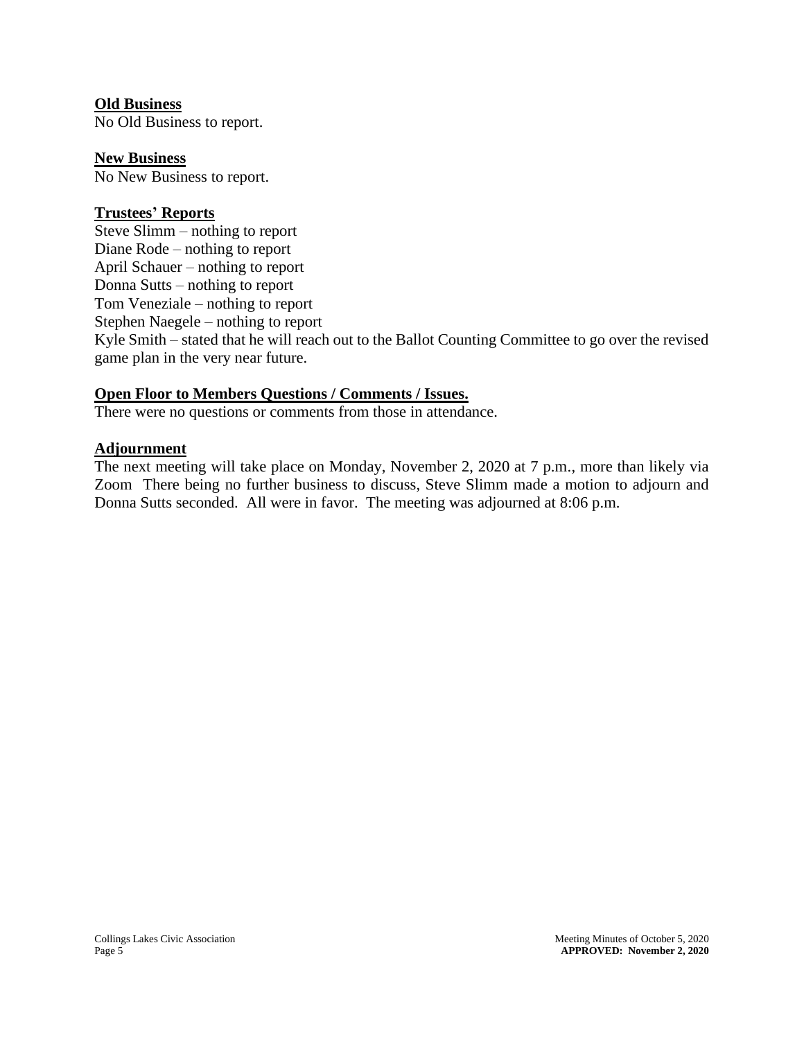**Old Business**

No Old Business to report.

**New Business**

No New Business to report.

**Trustees' Reports**

Steve Slimm – nothing to report
Diane Rode – nothing to report
April Schauer – nothing to report
Donna Sutts – nothing to report
Tom Veneziale – nothing to report
Stephen Naegele – nothing to report
Kyle Smith – stated that he will reach out to the Ballot Counting Committee to go over the revised game plan in the very near future.

**Open Floor to Members Questions / Comments / Issues.**

There were no questions or comments from those in attendance.

**Adjournment**

The next meeting will take place on Monday, November 2, 2020 at 7 p.m., more than likely via Zoom There being no further business to discuss, Steve Slimm made a motion to adjourn and Donna Sutts seconded. All were in favor. The meeting was adjourned at 8:06 p.m.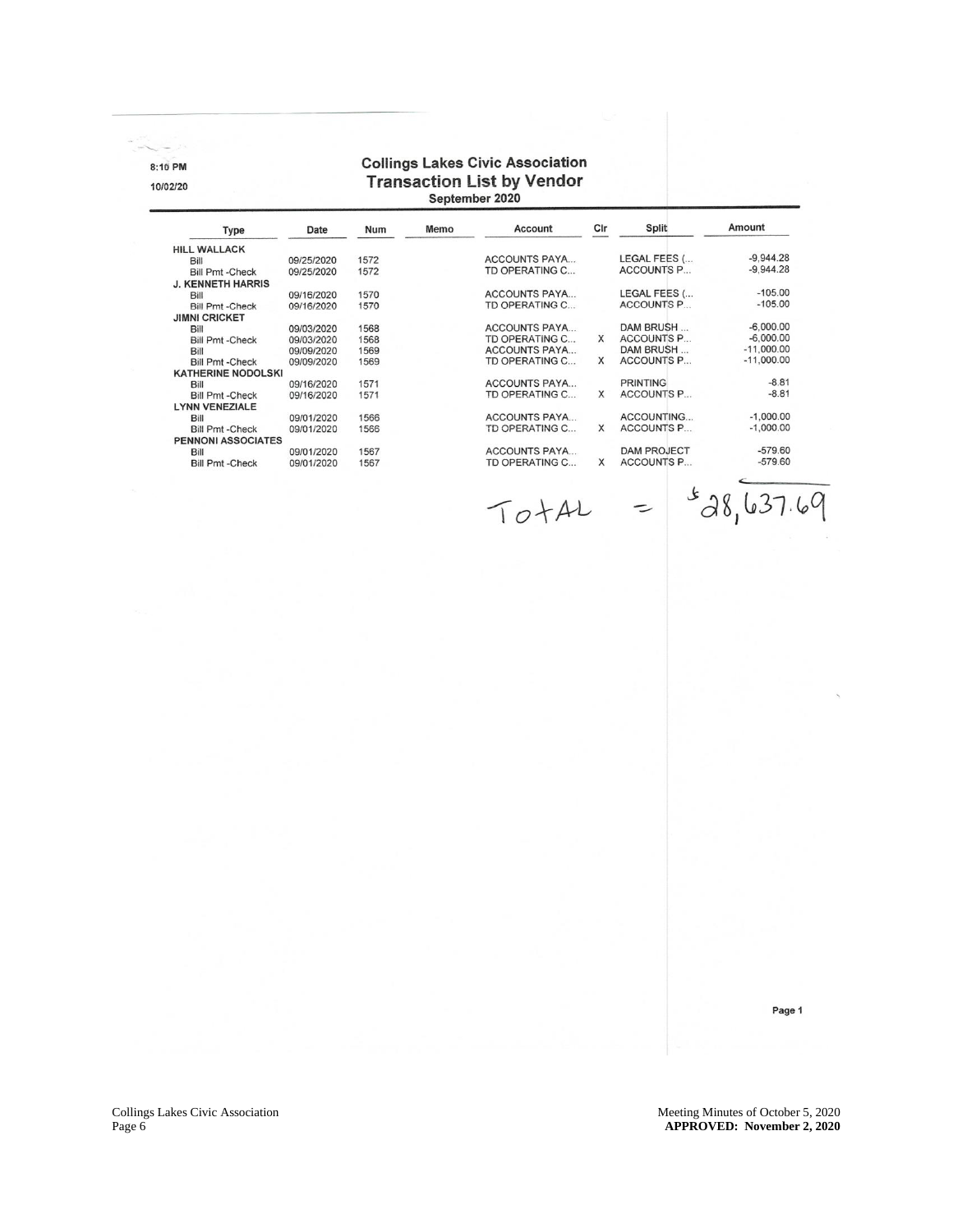8:10 PM

10/02/20

# Collings Lakes Civic Association
## Transaction List by Vendor
### September 2020

| Type | Date | Num | Memo | Account | Clr | Split | Amount |
|---|---|---|---|---|---|---|---|
| **HILL WALLACK** | | | | | | | |
| Bill | 09/25/2020 | 1572 | | ACCOUNTS PAYA... | | LEGAL FEES (... | -9,944.28 |
| Bill Pmt -Check | 09/25/2020 | 1572 | | TD OPERATING C... | | ACCOUNTS P... | -9,944.28 |
| **J. KENNETH HARRIS** | | | | | | | |
| Bill | 09/16/2020 | 1570 | | ACCOUNTS PAYA... | | LEGAL FEES (... | -105.00 |
| Bill Pmt -Check | 09/16/2020 | 1570 | | TD OPERATING C... | | ACCOUNTS P... | -105.00 |
| **JIMNI CRICKET** | | | | | | | |
| Bill | 09/03/2020 | 1568 | | ACCOUNTS PAYA... | | DAM BRUSH ... | -6,000.00 |
| Bill Pmt -Check | 09/03/2020 | 1568 | | TD OPERATING C... | X | ACCOUNTS P... | -6,000.00 |
| Bill | 09/09/2020 | 1569 | | ACCOUNTS PAYA... | | DAM BRUSH ... | -11,000.00 |
| Bill Pmt -Check | 09/09/2020 | 1569 | | TD OPERATING C... | X | ACCOUNTS P... | -11,000.00 |
| **KATHERINE NODOLSKI** | | | | | | | |
| Bill | 09/16/2020 | 1571 | | ACCOUNTS PAYA... | | PRINTING | -8.81 |
| Bill Pmt -Check | 09/16/2020 | 1571 | | TD OPERATING C... | X | ACCOUNTS P... | -8.81 |
| **LYNN VENEZIALE** | | | | | | | |
| Bill | 09/01/2020 | 1566 | | ACCOUNTS PAYA... | | ACCOUNTING... | -1,000.00 |
| Bill Pmt -Check | 09/01/2020 | 1566 | | TD OPERATING C... | X | ACCOUNTS P... | -1,000.00 |
| **PENNONI ASSOCIATES** | | | | | | | |
| Bill | 09/01/2020 | 1567 | | ACCOUNTS PAYA... | | DAM PROJECT | -579.60 |
| Bill Pmt -Check | 09/01/2020 | 1567 | | TD OPERATING C... | X | ACCOUNTS P... | -579.60 |

TOTAL = $28,637.69

Page 1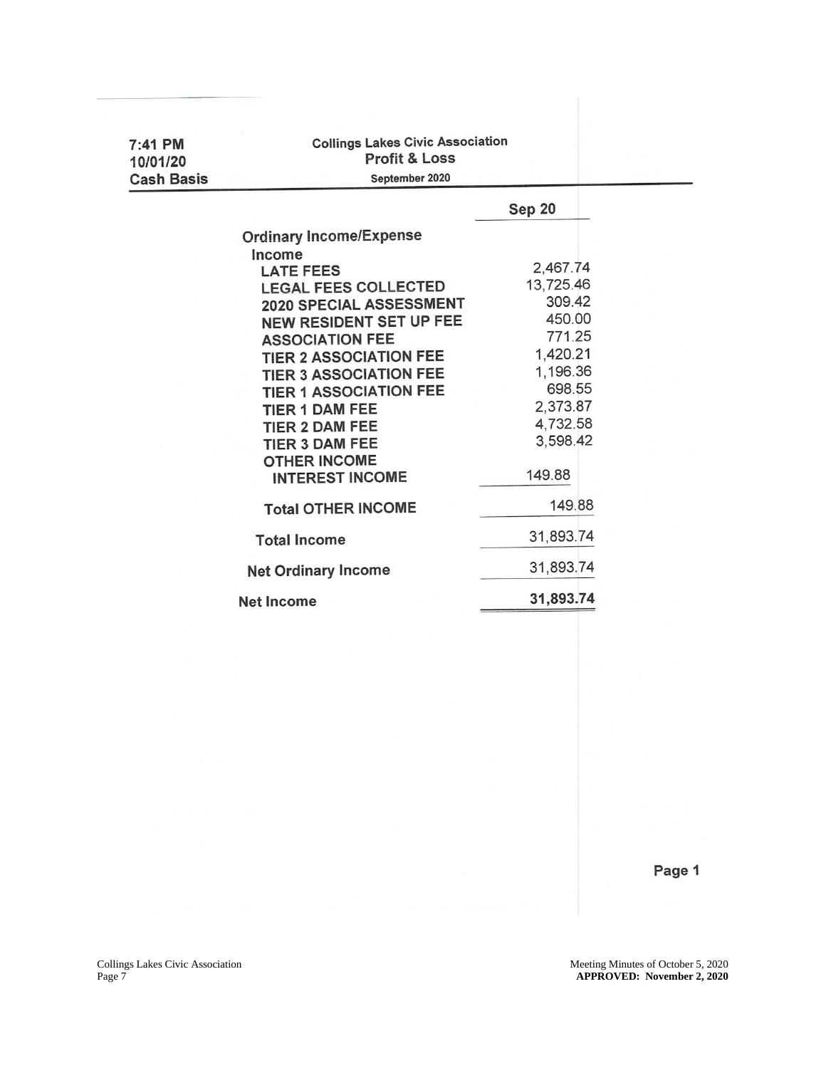7:41 PM
10/01/20
Cash Basis

## Collings Lakes Civic Association
### Profit & Loss
September 2020

| | Sep 20 |
|---|---|
| **Ordinary Income/Expense** | |
| **Income** | |
| LATE FEES | 2,467.74 |
| LEGAL FEES COLLECTED | 13,725.46 |
| 2020 SPECIAL ASSESSMENT | 309.42 |
| NEW RESIDENT SET UP FEE | 450.00 |
| ASSOCIATION FEE | 771.25 |
| TIER 2 ASSOCIATION FEE | 1,420.21 |
| TIER 3 ASSOCIATION FEE | 1,196.36 |
| TIER 1 ASSOCIATION FEE | 698.55 |
| TIER 1 DAM FEE | 2,373.87 |
| TIER 2 DAM FEE | 4,732.58 |
| TIER 3 DAM FEE | 3,598.42 |
| OTHER INCOME | |
| INTEREST INCOME | 149.88 |
| **Total OTHER INCOME** | 149.88 |
| **Total Income** | 31,893.74 |
| **Net Ordinary Income** | 31,893.74 |
| **Net Income** | **31,893.74** |

Page 1

Meeting Minutes of October 5, 2020
**APPROVED: November 2, 2020**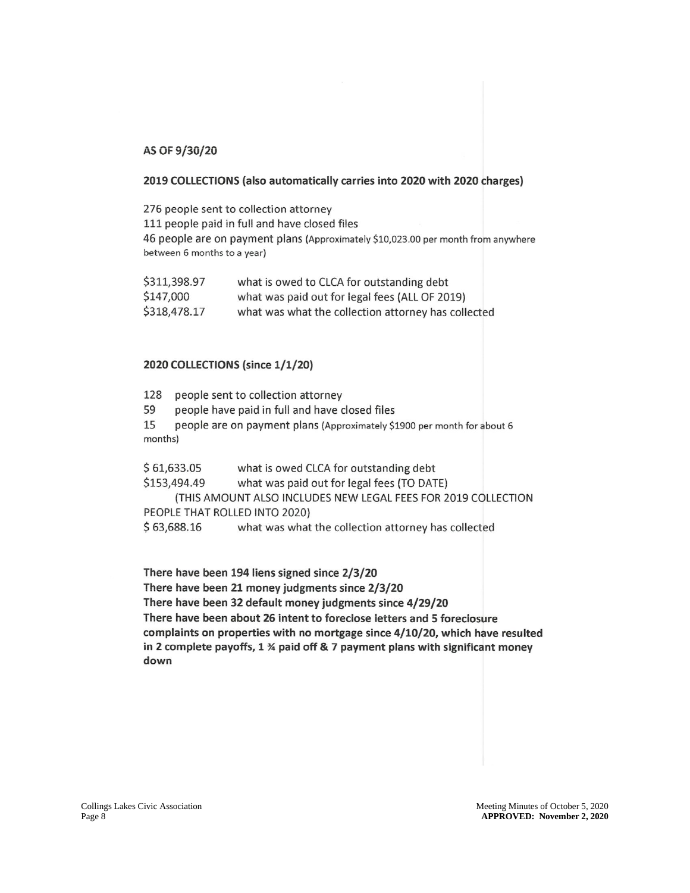**AS OF 9/30/20**

**2019 COLLECTIONS (also automatically carries into 2020 with 2020 charges)**

276 people sent to collection attorney
111 people paid in full and have closed files
46 people are on payment plans (Approximately $10,023.00 per month from anywhere between 6 months to a year)

| | |
|---|---|
| $311,398.97 | what is owed to CLCA for outstanding debt |
| $147,000 | what was paid out for legal fees (ALL OF 2019) |
| $318,478.17 | what was what the collection attorney has collected |

**2020 COLLECTIONS (since 1/1/20)**

128 people sent to collection attorney
59 people have paid in full and have closed files
15 people are on payment plans (Approximately $1900 per month for about 6 months)

| | |
|---|---|
| $ 61,633.05 | what is owed CLCA for outstanding debt |
| $153,494.49 | what was paid out for legal fees (TO DATE) (THIS AMOUNT ALSO INCLUDES NEW LEGAL FEES FOR 2019 COLLECTION PEOPLE THAT ROLLED INTO 2020) |
| $ 63,688.16 | what was what the collection attorney has collected |

**There have been 194 liens signed since 2/3/20**
**There have been 21 money judgments since 2/3/20**
**There have been 32 default money judgments since 4/29/20**
**There have been about 26 intent to foreclose letters and 5 foreclosure complaints on properties with no mortgage since 4/10/20, which have resulted in 2 complete payoffs, 1 ¾ paid off & 7 payment plans with significant money down**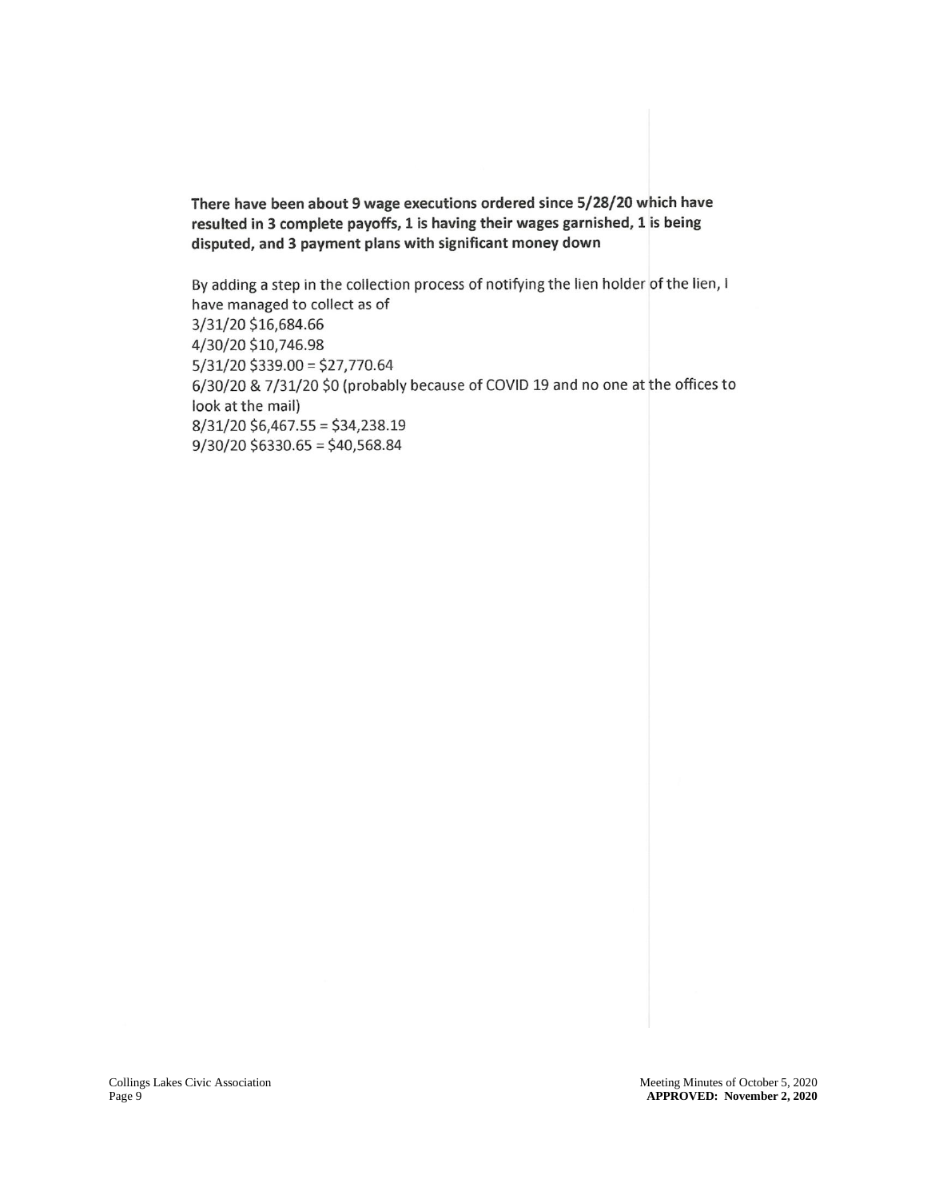**There have been about 9 wage executions ordered since 5/28/20 which have resulted in 3 complete payoffs, 1 is having their wages garnished, 1 is being disputed, and 3 payment plans with significant money down**

By adding a step in the collection process of notifying the lien holder of the lien, I have managed to collect as of
3/31/20 $16,684.66
4/30/20 $10,746.98
5/31/20 $339.00 = $27,770.64
6/30/20 & 7/31/20 $0 (probably because of COVID 19 and no one at the offices to look at the mail)
8/31/20 $6,467.55 = $34,238.19
9/30/20 $6330.65 = $40,568.84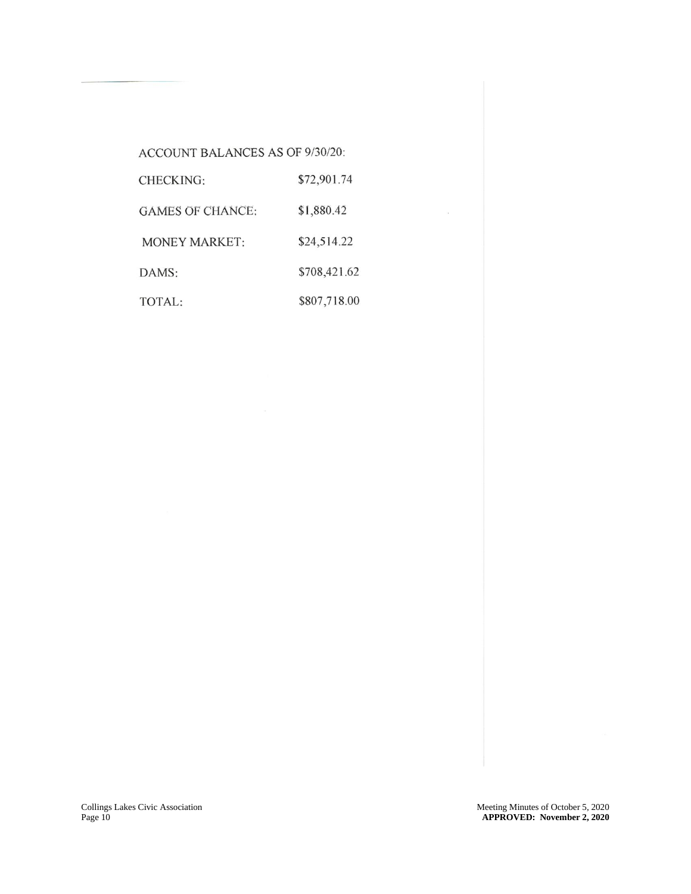ACCOUNT BALANCES AS OF 9/30/20:

| | |
|---|---|
| CHECKING: | $72,901.74 |
| GAMES OF CHANCE: | $1,880.42 |
| MONEY MARKET: | $24,514.22 |
| DAMS: | $708,421.62 |
| TOTAL: | $807,718.00 |